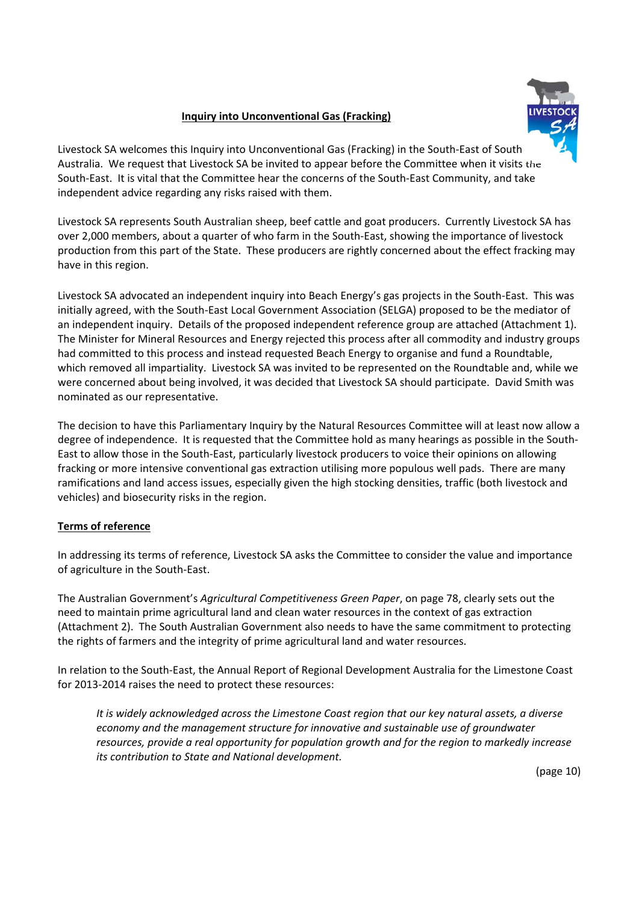**Inquiry into Unconventional Gas (Fracking)**

Livestock SA welcomes this Inquiry into Unconventional Gas (Fracking) in the South-East of South Australia. We request that Livestock SA be invited to appear before the Committee when it visits the South-East. It is vital that the Committee hear the concerns of the South-East Community, and take independent advice regarding any risks raised with them.

Livestock SA represents South Australian sheep, beef cattle and goat producers. Currently Livestock SA has over 2,000 members, about a quarter of who farm in the South-East, showing the importance of livestock production from this part of the State. These producers are rightly concerned about the effect fracking may have in this region.

Livestock SA advocated an independent inquiry into Beach Energy's gas projects in the South-East. This was initially agreed, with the South-East Local Government Association (SELGA) proposed to be the mediator of an independent inquiry. Details of the proposed independent reference group are attached (Attachment 1). The Minister for Mineral Resources and Energy rejected this process after all commodity and industry groups had committed to this process and instead requested Beach Energy to organise and fund a Roundtable, which removed all impartiality. Livestock SA was invited to be represented on the Roundtable and, while we were concerned about being involved, it was decided that Livestock SA should participate. David Smith was nominated as our representative.

The decision to have this Parliamentary Inquiry by the Natural Resources Committee will at least now allow a degree of independence. It is requested that the Committee hold as many hearings as possible in the South-East to allow those in the South-East, particularly livestock producers to voice their opinions on allowing fracking or more intensive conventional gas extraction utilising more populous well pads. There are many ramifications and land access issues, especially given the high stocking densities, traffic (both livestock and vehicles) and biosecurity risks in the region.

**Terms of reference**

In addressing its terms of reference, Livestock SA asks the Committee to consider the value and importance of agriculture in the South-East.

The Australian Government's *Agricultural Competitiveness Green Paper*, on page 78, clearly sets out the need to maintain prime agricultural land and clean water resources in the context of gas extraction (Attachment 2). The South Australian Government also needs to have the same commitment to protecting the rights of farmers and the integrity of prime agricultural land and water resources.

In relation to the South-East, the Annual Report of Regional Development Australia for the Limestone Coast for 2013-2014 raises the need to protect these resources:

> *It is widely acknowledged across the Limestone Coast region that our key natural assets, a diverse economy and the management structure for innovative and sustainable use of groundwater resources, provide a real opportunity for population growth and for the region to markedly increase its contribution to State and National development.*
>
> (page 10)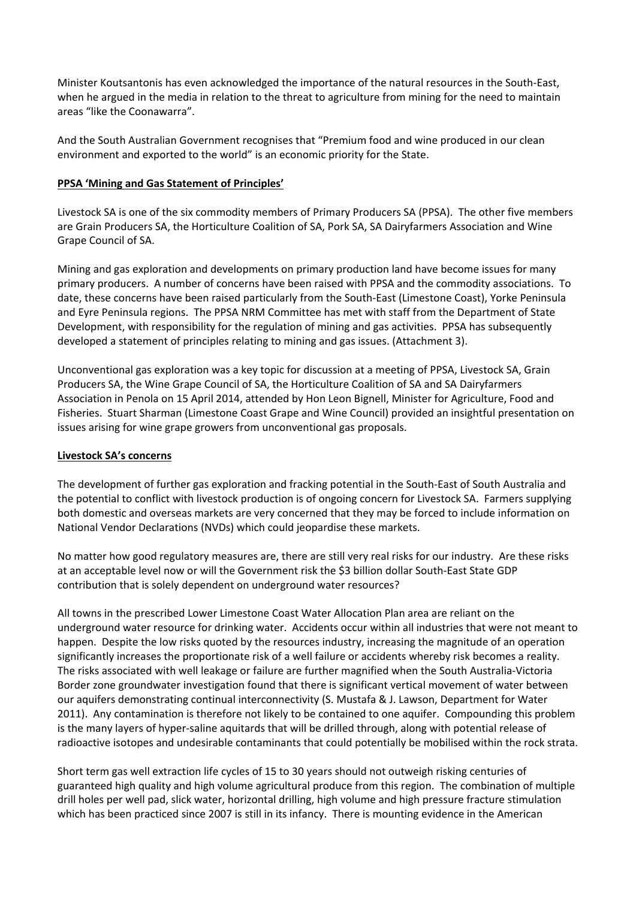Minister Koutsantonis has even acknowledged the importance of the natural resources in the South-East, when he argued in the media in relation to the threat to agriculture from mining for the need to maintain areas "like the Coonawarra".

And the South Australian Government recognises that "Premium food and wine produced in our clean environment and exported to the world" is an economic priority for the State.

## PPSA 'Mining and Gas Statement of Principles'

Livestock SA is one of the six commodity members of Primary Producers SA (PPSA). The other five members are Grain Producers SA, the Horticulture Coalition of SA, Pork SA, SA Dairyfarmers Association and Wine Grape Council of SA.

Mining and gas exploration and developments on primary production land have become issues for many primary producers. A number of concerns have been raised with PPSA and the commodity associations. To date, these concerns have been raised particularly from the South-East (Limestone Coast), Yorke Peninsula and Eyre Peninsula regions. The PPSA NRM Committee has met with staff from the Department of State Development, with responsibility for the regulation of mining and gas activities. PPSA has subsequently developed a statement of principles relating to mining and gas issues. (Attachment 3).

Unconventional gas exploration was a key topic for discussion at a meeting of PPSA, Livestock SA, Grain Producers SA, the Wine Grape Council of SA, the Horticulture Coalition of SA and SA Dairyfarmers Association in Penola on 15 April 2014, attended by Hon Leon Bignell, Minister for Agriculture, Food and Fisheries. Stuart Sharman (Limestone Coast Grape and Wine Council) provided an insightful presentation on issues arising for wine grape growers from unconventional gas proposals.

## Livestock SA's concerns

The development of further gas exploration and fracking potential in the South-East of South Australia and the potential to conflict with livestock production is of ongoing concern for Livestock SA. Farmers supplying both domestic and overseas markets are very concerned that they may be forced to include information on National Vendor Declarations (NVDs) which could jeopardise these markets.

No matter how good regulatory measures are, there are still very real risks for our industry. Are these risks at an acceptable level now or will the Government risk the $3 billion dollar South-East State GDP contribution that is solely dependent on underground water resources?

All towns in the prescribed Lower Limestone Coast Water Allocation Plan area are reliant on the underground water resource for drinking water. Accidents occur within all industries that were not meant to happen. Despite the low risks quoted by the resources industry, increasing the magnitude of an operation significantly increases the proportionate risk of a well failure or accidents whereby risk becomes a reality. The risks associated with well leakage or failure are further magnified when the South Australia-Victoria Border zone groundwater investigation found that there is significant vertical movement of water between our aquifers demonstrating continual interconnectivity (S. Mustafa & J. Lawson, Department for Water 2011). Any contamination is therefore not likely to be contained to one aquifer. Compounding this problem is the many layers of hyper-saline aquitards that will be drilled through, along with potential release of radioactive isotopes and undesirable contaminants that could potentially be mobilised within the rock strata.

Short term gas well extraction life cycles of 15 to 30 years should not outweigh risking centuries of guaranteed high quality and high volume agricultural produce from this region. The combination of multiple drill holes per well pad, slick water, horizontal drilling, high volume and high pressure fracture stimulation which has been practiced since 2007 is still in its infancy. There is mounting evidence in the American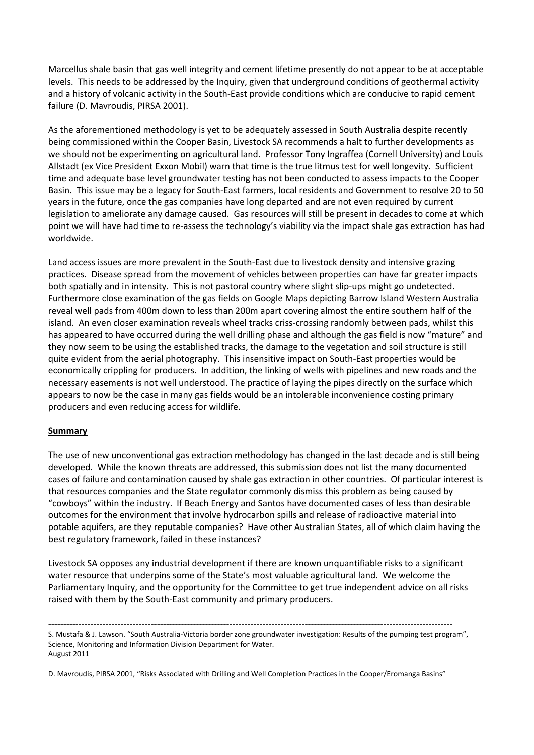Marcellus shale basin that gas well integrity and cement lifetime presently do not appear to be at acceptable levels. This needs to be addressed by the Inquiry, given that underground conditions of geothermal activity and a history of volcanic activity in the South-East provide conditions which are conducive to rapid cement failure (D. Mavroudis, PIRSA 2001).

As the aforementioned methodology is yet to be adequately assessed in South Australia despite recently being commissioned within the Cooper Basin, Livestock SA recommends a halt to further developments as we should not be experimenting on agricultural land. Professor Tony Ingraffea (Cornell University) and Louis Allstadt (ex Vice President Exxon Mobil) warn that time is the true litmus test for well longevity. Sufficient time and adequate base level groundwater testing has not been conducted to assess impacts to the Cooper Basin. This issue may be a legacy for South-East farmers, local residents and Government to resolve 20 to 50 years in the future, once the gas companies have long departed and are not even required by current legislation to ameliorate any damage caused. Gas resources will still be present in decades to come at which point we will have had time to re-assess the technology's viability via the impact shale gas extraction has had worldwide.

Land access issues are more prevalent in the South-East due to livestock density and intensive grazing practices. Disease spread from the movement of vehicles between properties can have far greater impacts both spatially and in intensity. This is not pastoral country where slight slip-ups might go undetected. Furthermore close examination of the gas fields on Google Maps depicting Barrow Island Western Australia reveal well pads from 400m down to less than 200m apart covering almost the entire southern half of the island. An even closer examination reveals wheel tracks criss-crossing randomly between pads, whilst this has appeared to have occurred during the well drilling phase and although the gas field is now "mature" and they now seem to be using the established tracks, the damage to the vegetation and soil structure is still quite evident from the aerial photography. This insensitive impact on South-East properties would be economically crippling for producers. In addition, the linking of wells with pipelines and new roads and the necessary easements is not well understood. The practice of laying the pipes directly on the surface which appears to now be the case in many gas fields would be an intolerable inconvenience costing primary producers and even reducing access for wildlife.

**Summary**

The use of new unconventional gas extraction methodology has changed in the last decade and is still being developed. While the known threats are addressed, this submission does not list the many documented cases of failure and contamination caused by shale gas extraction in other countries. Of particular interest is that resources companies and the State regulator commonly dismiss this problem as being caused by "cowboys" within the industry. If Beach Energy and Santos have documented cases of less than desirable outcomes for the environment that involve hydrocarbon spills and release of radioactive material into potable aquifers, are they reputable companies? Have other Australian States, all of which claim having the best regulatory framework, failed in these instances?

Livestock SA opposes any industrial development if there are known unquantifiable risks to a significant water resource that underpins some of the State's most valuable agricultural land. We welcome the Parliamentary Inquiry, and the opportunity for the Committee to get true independent advice on all risks raised with them by the South-East community and primary producers.

---

S. Mustafa & J. Lawson. "South Australia-Victoria border zone groundwater investigation: Results of the pumping test program", Science, Monitoring and Information Division Department for Water. August 2011

D. Mavroudis, PIRSA 2001, "Risks Associated with Drilling and Well Completion Practices in the Cooper/Eromanga Basins"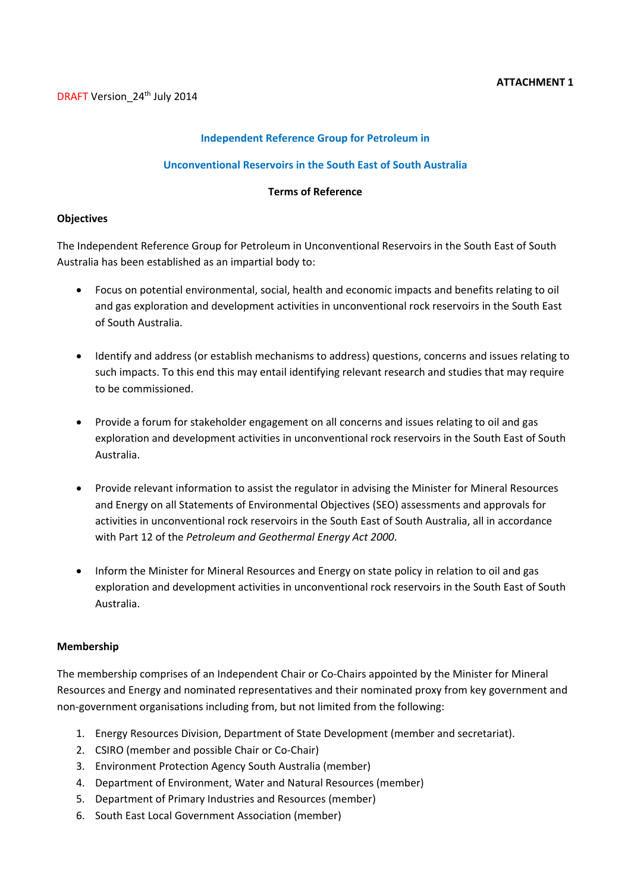**ATTACHMENT 1**

DRAFT Version_24th July 2014

## Independent Reference Group for Petroleum in Unconventional Reservoirs in the South East of South Australia

**Terms of Reference**

### Objectives

The Independent Reference Group for Petroleum in Unconventional Reservoirs in the South East of South Australia has been established as an impartial body to:

- Focus on potential environmental, social, health and economic impacts and benefits relating to oil and gas exploration and development activities in unconventional rock reservoirs in the South East of South Australia.
- Identify and address (or establish mechanisms to address) questions, concerns and issues relating to such impacts. To this end this may entail identifying relevant research and studies that may require to be commissioned.
- Provide a forum for stakeholder engagement on all concerns and issues relating to oil and gas exploration and development activities in unconventional rock reservoirs in the South East of South Australia.
- Provide relevant information to assist the regulator in advising the Minister for Mineral Resources and Energy on all Statements of Environmental Objectives (SEO) assessments and approvals for activities in unconventional rock reservoirs in the South East of South Australia, all in accordance with Part 12 of the *Petroleum and Geothermal Energy Act 2000*.
- Inform the Minister for Mineral Resources and Energy on state policy in relation to oil and gas exploration and development activities in unconventional rock reservoirs in the South East of South Australia.

### Membership

The membership comprises of an Independent Chair or Co-Chairs appointed by the Minister for Mineral Resources and Energy and nominated representatives and their nominated proxy from key government and non-government organisations including from, but not limited from the following:

1. Energy Resources Division, Department of State Development (member and secretariat).
2. CSIRO (member and possible Chair or Co-Chair)
3. Environment Protection Agency South Australia (member)
4. Department of Environment, Water and Natural Resources (member)
5. Department of Primary Industries and Resources (member)
6. South East Local Government Association (member)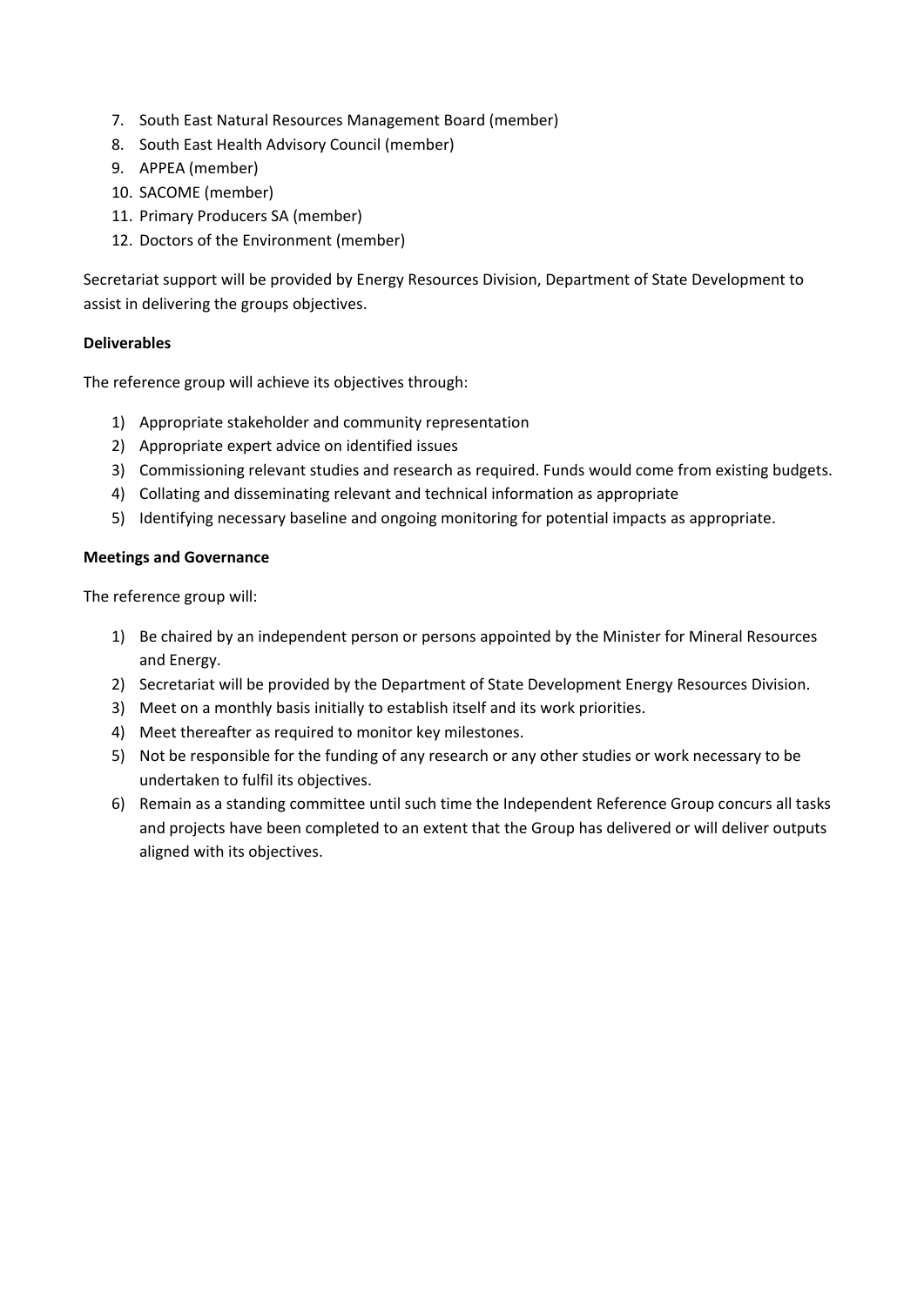7. South East Natural Resources Management Board (member)
8. South East Health Advisory Council (member)
9. APPEA (member)
10. SACOME (member)
11. Primary Producers SA (member)
12. Doctors of the Environment (member)

Secretariat support will be provided by Energy Resources Division, Department of State Development to assist in delivering the groups objectives.

**Deliverables**

The reference group will achieve its objectives through:

1) Appropriate stakeholder and community representation
2) Appropriate expert advice on identified issues
3) Commissioning relevant studies and research as required. Funds would come from existing budgets.
4) Collating and disseminating relevant and technical information as appropriate
5) Identifying necessary baseline and ongoing monitoring for potential impacts as appropriate.

**Meetings and Governance**

The reference group will:

1) Be chaired by an independent person or persons appointed by the Minister for Mineral Resources and Energy.
2) Secretariat will be provided by the Department of State Development Energy Resources Division.
3) Meet on a monthly basis initially to establish itself and its work priorities.
4) Meet thereafter as required to monitor key milestones.
5) Not be responsible for the funding of any research or any other studies or work necessary to be undertaken to fulfil its objectives.
6) Remain as a standing committee until such time the Independent Reference Group concurs all tasks and projects have been completed to an extent that the Group has delivered or will deliver outputs aligned with its objectives.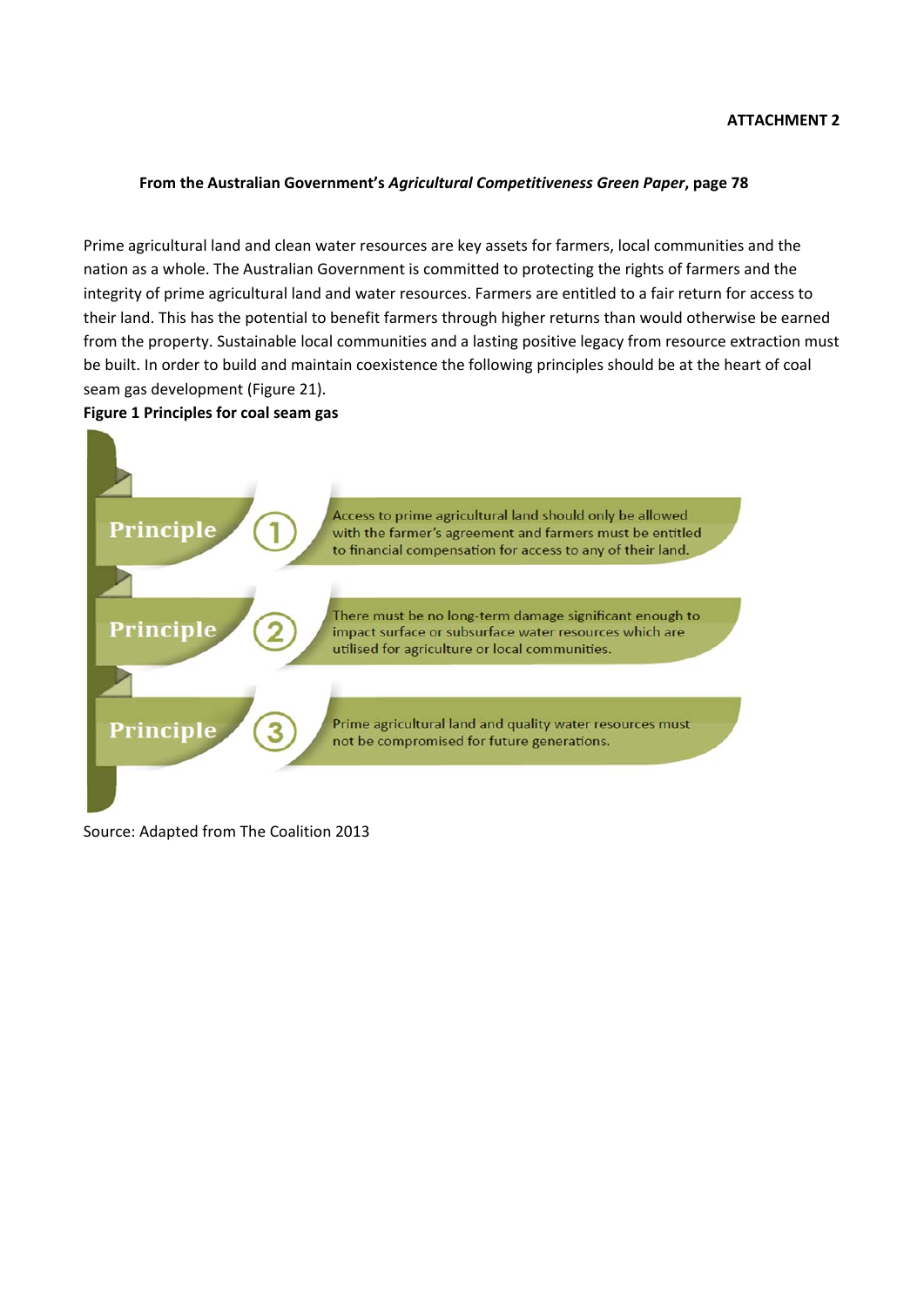**ATTACHMENT 2**

**From the Australian Government's *Agricultural Competitiveness Green Paper*, page 78**

Prime agricultural land and clean water resources are key assets for farmers, local communities and the nation as a whole. The Australian Government is committed to protecting the rights of farmers and the integrity of prime agricultural land and water resources. Farmers are entitled to a fair return for access to their land. This has the potential to benefit farmers through higher returns than would otherwise be earned from the property. Sustainable local communities and a lasting positive legacy from resource extraction must be built. In order to build and maintain coexistence the following principles should be at the heart of coal seam gas development (Figure 21).

**Figure 1 Principles for coal seam gas**

**Principle 1** Access to prime agricultural land should only be allowed with the farmer's agreement and farmers must be entitled to financial compensation for access to any of their land.

**Principle 2** There must be no long-term damage significant enough to impact surface or subsurface water resources which are utilised for agriculture or local communities.

**Principle 3** Prime agricultural land and quality water resources must not be compromised for future generations.

Source: Adapted from The Coalition 2013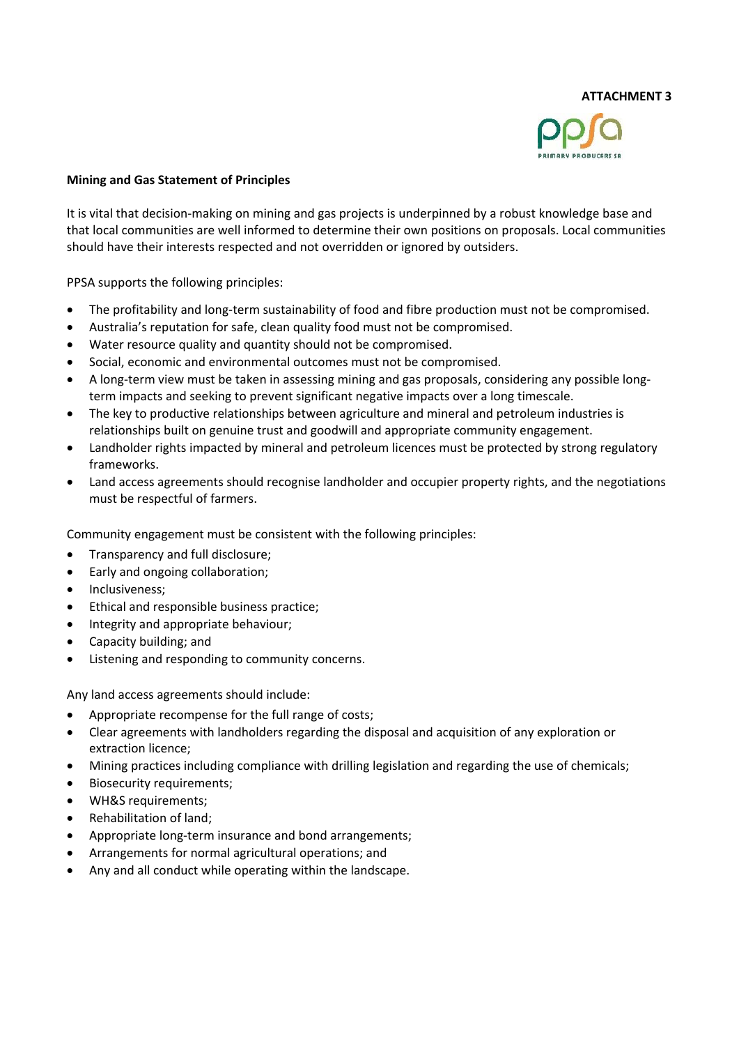**ATTACHMENT 3**

PPSA
PRIMARY PRODUCERS SA

**Mining and Gas Statement of Principles**

It is vital that decision-making on mining and gas projects is underpinned by a robust knowledge base and that local communities are well informed to determine their own positions on proposals. Local communities should have their interests respected and not overridden or ignored by outsiders.

PPSA supports the following principles:

- The profitability and long-term sustainability of food and fibre production must not be compromised.
- Australia's reputation for safe, clean quality food must not be compromised.
- Water resource quality and quantity should not be compromised.
- Social, economic and environmental outcomes must not be compromised.
- A long-term view must be taken in assessing mining and gas proposals, considering any possible long-term impacts and seeking to prevent significant negative impacts over a long timescale.
- The key to productive relationships between agriculture and mineral and petroleum industries is relationships built on genuine trust and goodwill and appropriate community engagement.
- Landholder rights impacted by mineral and petroleum licences must be protected by strong regulatory frameworks.
- Land access agreements should recognise landholder and occupier property rights, and the negotiations must be respectful of farmers.

Community engagement must be consistent with the following principles:

- Transparency and full disclosure;
- Early and ongoing collaboration;
- Inclusiveness;
- Ethical and responsible business practice;
- Integrity and appropriate behaviour;
- Capacity building; and
- Listening and responding to community concerns.

Any land access agreements should include:

- Appropriate recompense for the full range of costs;
- Clear agreements with landholders regarding the disposal and acquisition of any exploration or extraction licence;
- Mining practices including compliance with drilling legislation and regarding the use of chemicals;
- Biosecurity requirements;
- WH&S requirements;
- Rehabilitation of land;
- Appropriate long-term insurance and bond arrangements;
- Arrangements for normal agricultural operations; and
- Any and all conduct while operating within the landscape.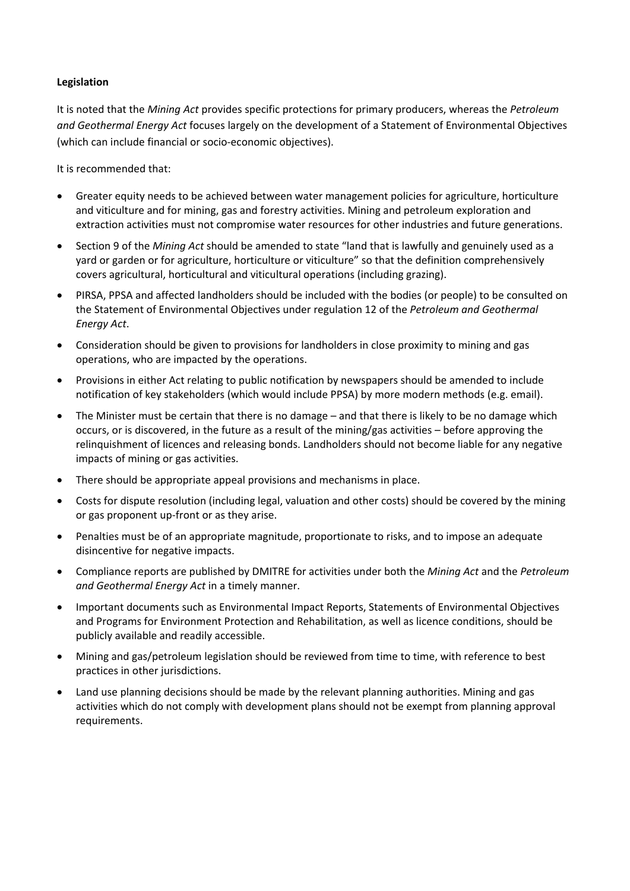**Legislation**

It is noted that the *Mining Act* provides specific protections for primary producers, whereas the *Petroleum and Geothermal Energy Act* focuses largely on the development of a Statement of Environmental Objectives (which can include financial or socio-economic objectives).

It is recommended that:

- Greater equity needs to be achieved between water management policies for agriculture, horticulture and viticulture and for mining, gas and forestry activities. Mining and petroleum exploration and extraction activities must not compromise water resources for other industries and future generations.
- Section 9 of the *Mining Act* should be amended to state "land that is lawfully and genuinely used as a yard or garden or for agriculture, horticulture or viticulture" so that the definition comprehensively covers agricultural, horticultural and viticultural operations (including grazing).
- PIRSA, PPSA and affected landholders should be included with the bodies (or people) to be consulted on the Statement of Environmental Objectives under regulation 12 of the *Petroleum and Geothermal Energy Act*.
- Consideration should be given to provisions for landholders in close proximity to mining and gas operations, who are impacted by the operations.
- Provisions in either Act relating to public notification by newspapers should be amended to include notification of key stakeholders (which would include PPSA) by more modern methods (e.g. email).
- The Minister must be certain that there is no damage – and that there is likely to be no damage which occurs, or is discovered, in the future as a result of the mining/gas activities – before approving the relinquishment of licences and releasing bonds. Landholders should not become liable for any negative impacts of mining or gas activities.
- There should be appropriate appeal provisions and mechanisms in place.
- Costs for dispute resolution (including legal, valuation and other costs) should be covered by the mining or gas proponent up-front or as they arise.
- Penalties must be of an appropriate magnitude, proportionate to risks, and to impose an adequate disincentive for negative impacts.
- Compliance reports are published by DMITRE for activities under both the *Mining Act* and the *Petroleum and Geothermal Energy Act* in a timely manner.
- Important documents such as Environmental Impact Reports, Statements of Environmental Objectives and Programs for Environment Protection and Rehabilitation, as well as licence conditions, should be publicly available and readily accessible.
- Mining and gas/petroleum legislation should be reviewed from time to time, with reference to best practices in other jurisdictions.
- Land use planning decisions should be made by the relevant planning authorities. Mining and gas activities which do not comply with development plans should not be exempt from planning approval requirements.